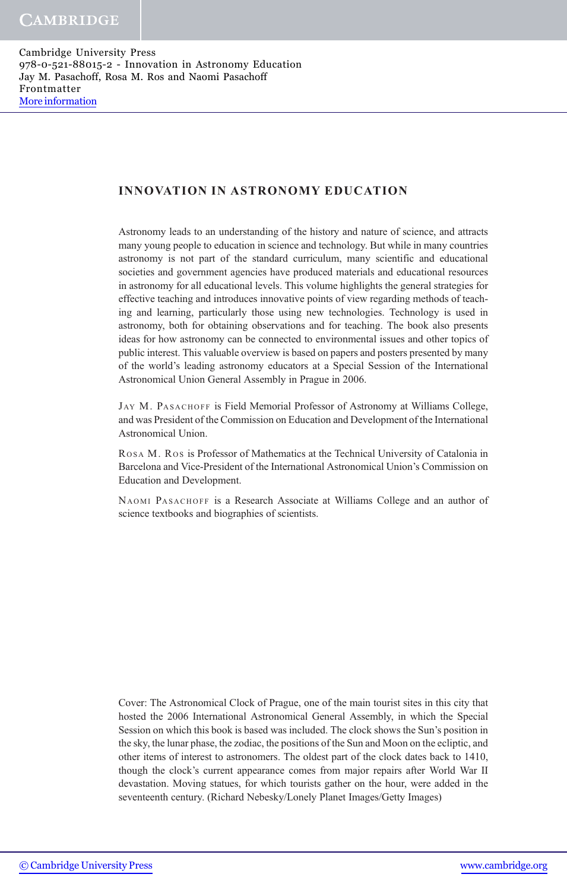# INNOVATION IN ASTRONOMY EDUCATION

Astronomy leads to an understanding of the history and nature of science, and attracts many young people to education in science and technology. But while in many countries astronomy is not part of the standard curriculum, many scientific and educational societies and government agencies have produced materials and educational resources in astronomy for all educational levels. This volume highlights the general strategies for effective teaching and introduces innovative points of view regarding methods of teaching and learning, particularly those using new technologies. Technology is used in astronomy, both for obtaining observations and for teaching. The book also presents ideas for how astronomy can be connected to environmental issues and other topics of public interest. This valuable overview is based on papers and posters presented by many of the world's leading astronomy educators at a Special Session of the International Astronomical Union General Assembly in Prague in 2006.

Jay M. Pasachoff is Field Memorial Professor of Astronomy at Williams College, and was President of the Commission on Education and Development of the International Astronomical Union.

Rosa M. Ros is Professor of Mathematics at the Technical University of Catalonia in Barcelona and Vice-President of the International Astronomical Union's Commission on Education and Development.

Naomi Pasachoff is a Research Associate at Williams College and an author of science textbooks and biographies of scientists.

Cover: The Astronomical Clock of Prague, one of the main tourist sites in this city that hosted the 2006 International Astronomical General Assembly, in which the Special Session on which this book is based was included. The clock shows the Sun's position in the sky, the lunar phase, the zodiac, the positions of the Sun and Moon on the ecliptic, and other items of interest to astronomers. The oldest part of the clock dates back to 1410, though the clock's current appearance comes from major repairs after World War II devastation. Moving statues, for which tourists gather on the hour, were added in the seventeenth century. (Richard Nebesky/Lonely Planet Images/Getty Images)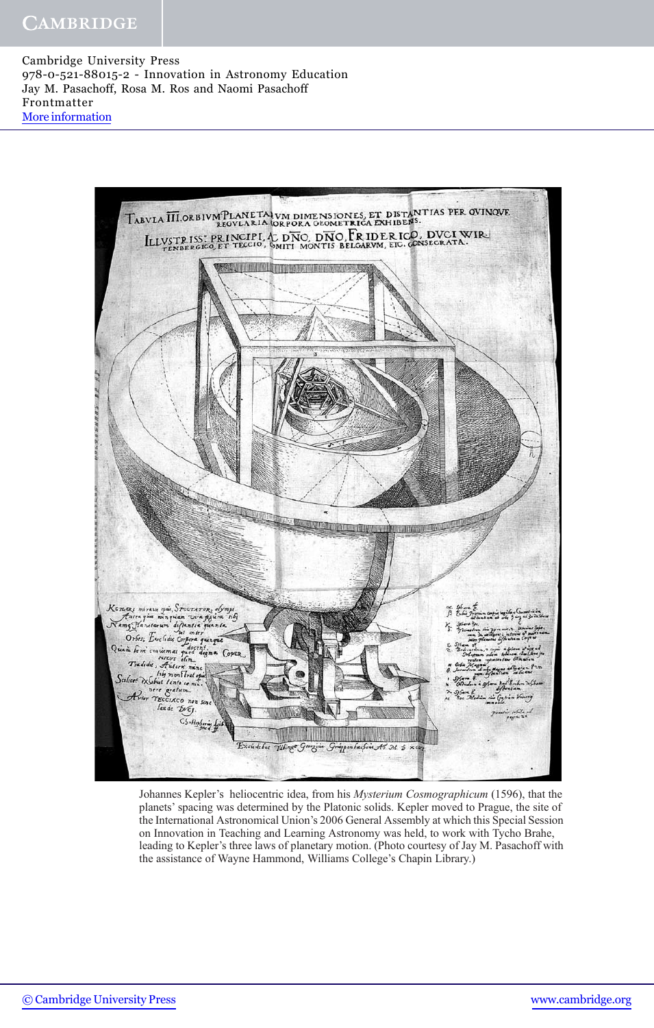Cambridge University Press
978-0-521-88015-2 - Innovation in Astronomy Education
Jay M. Pasachoff, Rosa M. Ros and Naomi Pasachoff
Frontmatter
More information

Johannes Kepler's heliocentric idea, from his *Mysterium Cosmographicum* (1596), that the planets' spacing was determined by the Platonic solids. Kepler moved to Prague, the site of the International Astronomical Union's 2006 General Assembly at which this Special Session on Innovation in Teaching and Learning Astronomy was held, to work with Tycho Brahe, leading to Kepler's three laws of planetary motion. (Photo courtesy of Jay M. Pasachoff with the assistance of Wayne Hammond, Williams College's Chapin Library.)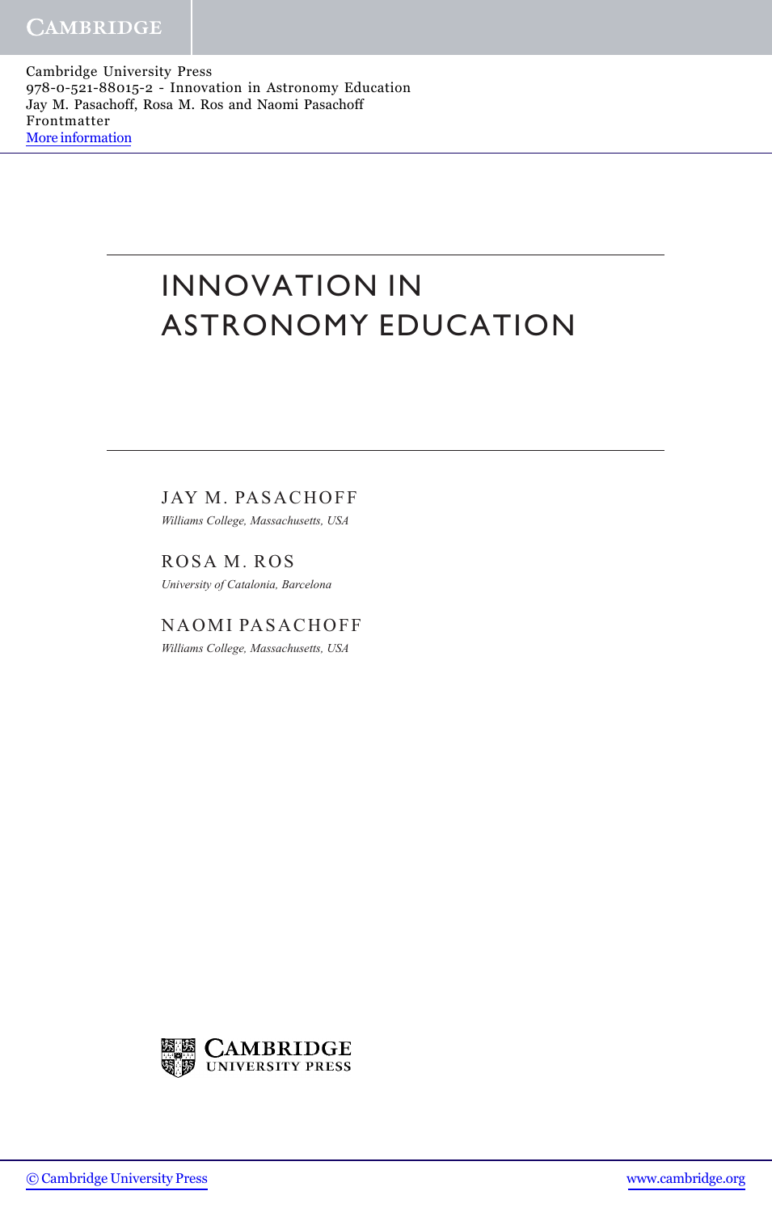Cambridge University Press
978-0-521-88015-2 - Innovation in Astronomy Education
Jay M. Pasachoff, Rosa M. Ros and Naomi Pasachoff
Frontmatter
More information

# INNOVATION IN ASTRONOMY EDUCATION

JAY M. PASACHOFF

*Williams College, Massachusetts, USA*

ROSA M. ROS

*University of Catalonia, Barcelona*

NAOMI PASACHOFF

*Williams College, Massachusetts, USA*

CAMBRIDGE UNIVERSITY PRESS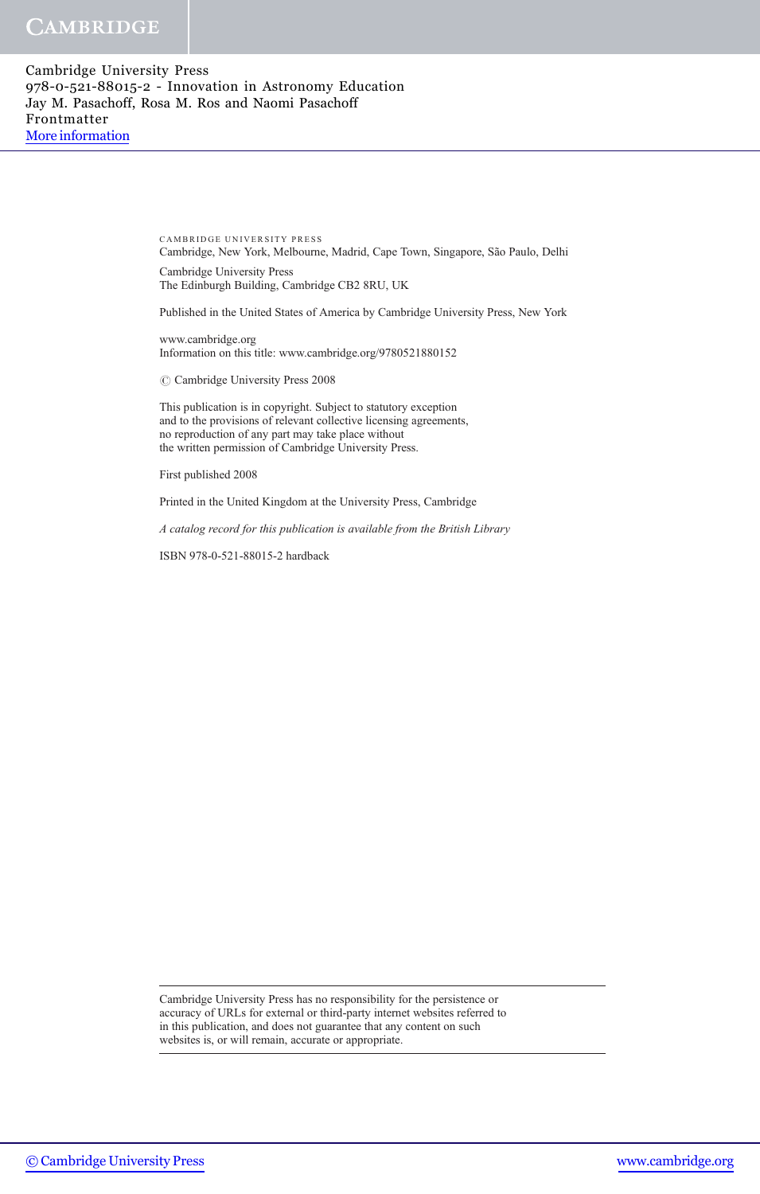CAMBRIDGE UNIVERSITY PRESS
Cambridge, New York, Melbourne, Madrid, Cape Town, Singapore, São Paulo, Delhi

Cambridge University Press
The Edinburgh Building, Cambridge CB2 8RU, UK

Published in the United States of America by Cambridge University Press, New York

www.cambridge.org
Information on this title: www.cambridge.org/9780521880152

© Cambridge University Press 2008

This publication is in copyright. Subject to statutory exception
and to the provisions of relevant collective licensing agreements,
no reproduction of any part may take place without
the written permission of Cambridge University Press.

First published 2008

Printed in the United Kingdom at the University Press, Cambridge

*A catalog record for this publication is available from the British Library*

ISBN 978-0-521-88015-2 hardback

---

Cambridge University Press has no responsibility for the persistence or
accuracy of URLs for external or third-party internet websites referred to
in this publication, and does not guarantee that any content on such
websites is, or will remain, accurate or appropriate.

---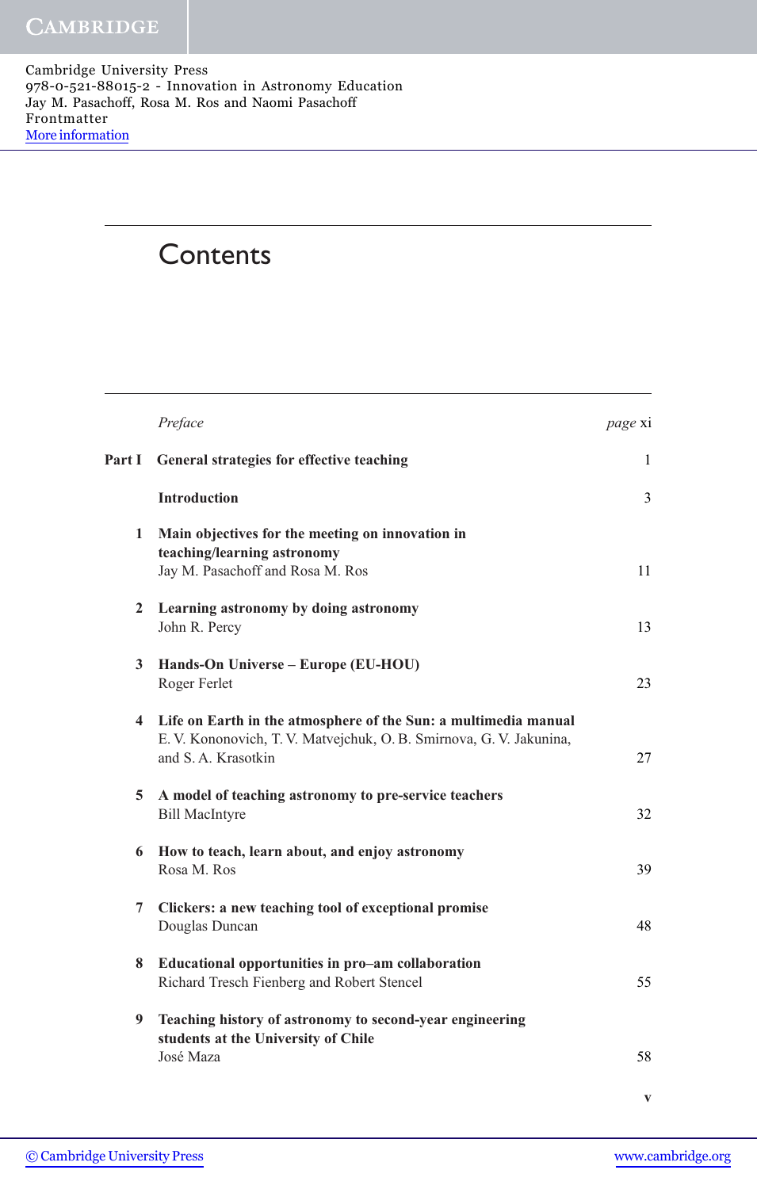# Contents

| | | |
|---|---|---|
| | *Preface* | *page* xi |
| **Part I** | **General strategies for effective teaching** | 1 |
| | **Introduction** | 3 |
| **1** | **Main objectives for the meeting on innovation in teaching/learning astronomy**<br>Jay M. Pasachoff and Rosa M. Ros | 11 |
| **2** | **Learning astronomy by doing astronomy**<br>John R. Percy | 13 |
| **3** | **Hands-On Universe – Europe (EU-HOU)**<br>Roger Ferlet | 23 |
| **4** | **Life on Earth in the atmosphere of the Sun: a multimedia manual**<br>E. V. Kononovich, T. V. Matvejchuk, O. B. Smirnova, G. V. Jakunina, and S. A. Krasotkin | 27 |
| **5** | **A model of teaching astronomy to pre-service teachers**<br>Bill MacIntyre | 32 |
| **6** | **How to teach, learn about, and enjoy astronomy**<br>Rosa M. Ros | 39 |
| **7** | **Clickers: a new teaching tool of exceptional promise**<br>Douglas Duncan | 48 |
| **8** | **Educational opportunities in pro–am collaboration**<br>Richard Tresch Fienberg and Robert Stencel | 55 |
| **9** | **Teaching history of astronomy to second-year engineering students at the University of Chile**<br>José Maza | 58 |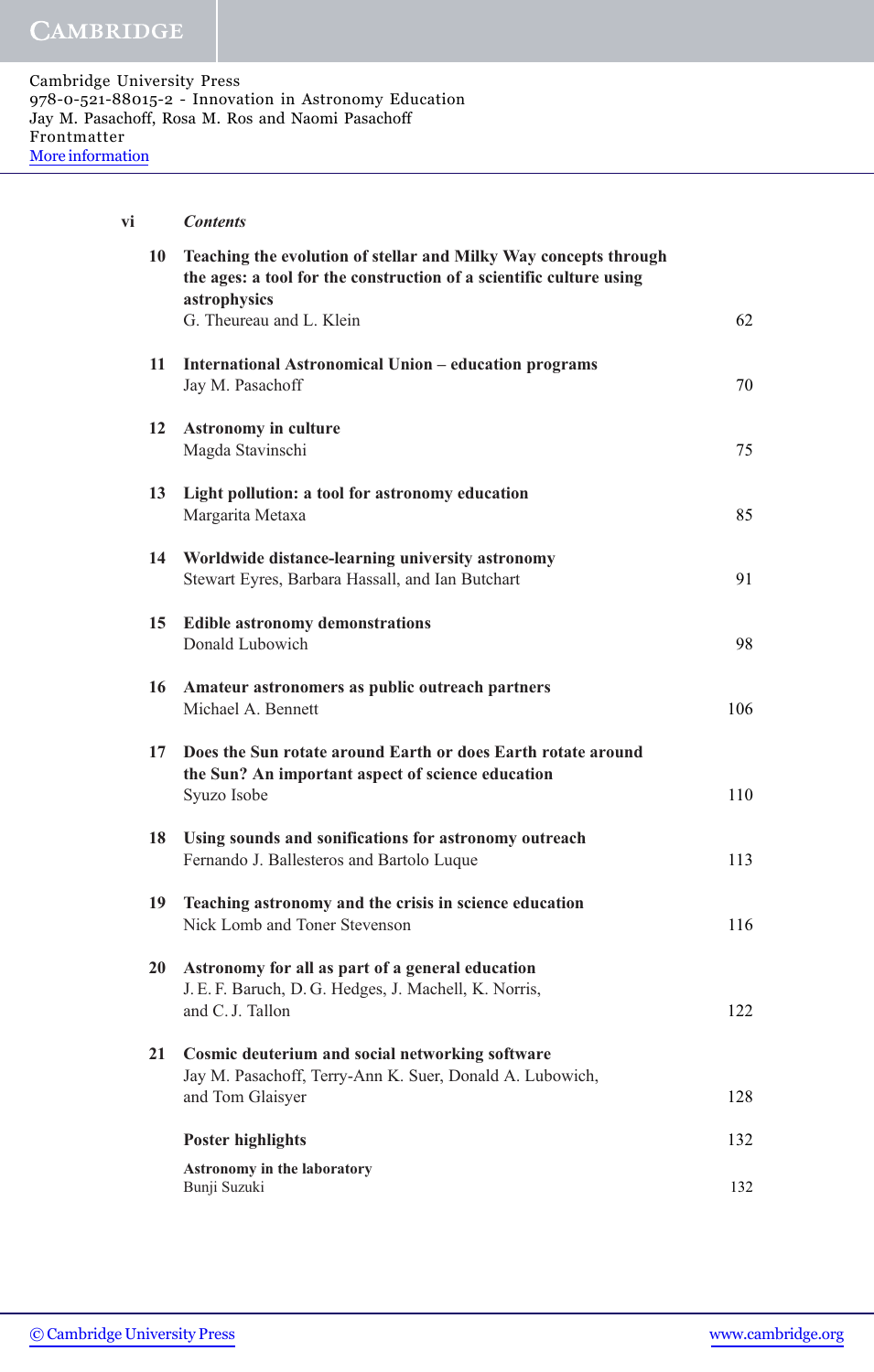*Contents*

| | | |
|---|---|---|
| 10 | **Teaching the evolution of stellar and Milky Way concepts through the ages: a tool for the construction of a scientific culture using astrophysics**<br>G. Theureau and L. Klein | 62 |
| 11 | **International Astronomical Union – education programs**<br>Jay M. Pasachoff | 70 |
| 12 | **Astronomy in culture**<br>Magda Stavinschi | 75 |
| 13 | **Light pollution: a tool for astronomy education**<br>Margarita Metaxa | 85 |
| 14 | **Worldwide distance-learning university astronomy**<br>Stewart Eyres, Barbara Hassall, and Ian Butchart | 91 |
| 15 | **Edible astronomy demonstrations**<br>Donald Lubowich | 98 |
| 16 | **Amateur astronomers as public outreach partners**<br>Michael A. Bennett | 106 |
| 17 | **Does the Sun rotate around Earth or does Earth rotate around the Sun? An important aspect of science education**<br>Syuzo Isobe | 110 |
| 18 | **Using sounds and sonifications for astronomy outreach**<br>Fernando J. Ballesteros and Bartolo Luque | 113 |
| 19 | **Teaching astronomy and the crisis in science education**<br>Nick Lomb and Toner Stevenson | 116 |
| 20 | **Astronomy for all as part of a general education**<br>J. E. F. Baruch, D. G. Hedges, J. Machell, K. Norris, and C. J. Tallon | 122 |
| 21 | **Cosmic deuterium and social networking software**<br>Jay M. Pasachoff, Terry-Ann K. Suer, Donald A. Lubowich, and Tom Glaisyer | 128 |
| | **Poster highlights** | 132 |
| | **Astronomy in the laboratory**<br>Bunji Suzuki | 132 |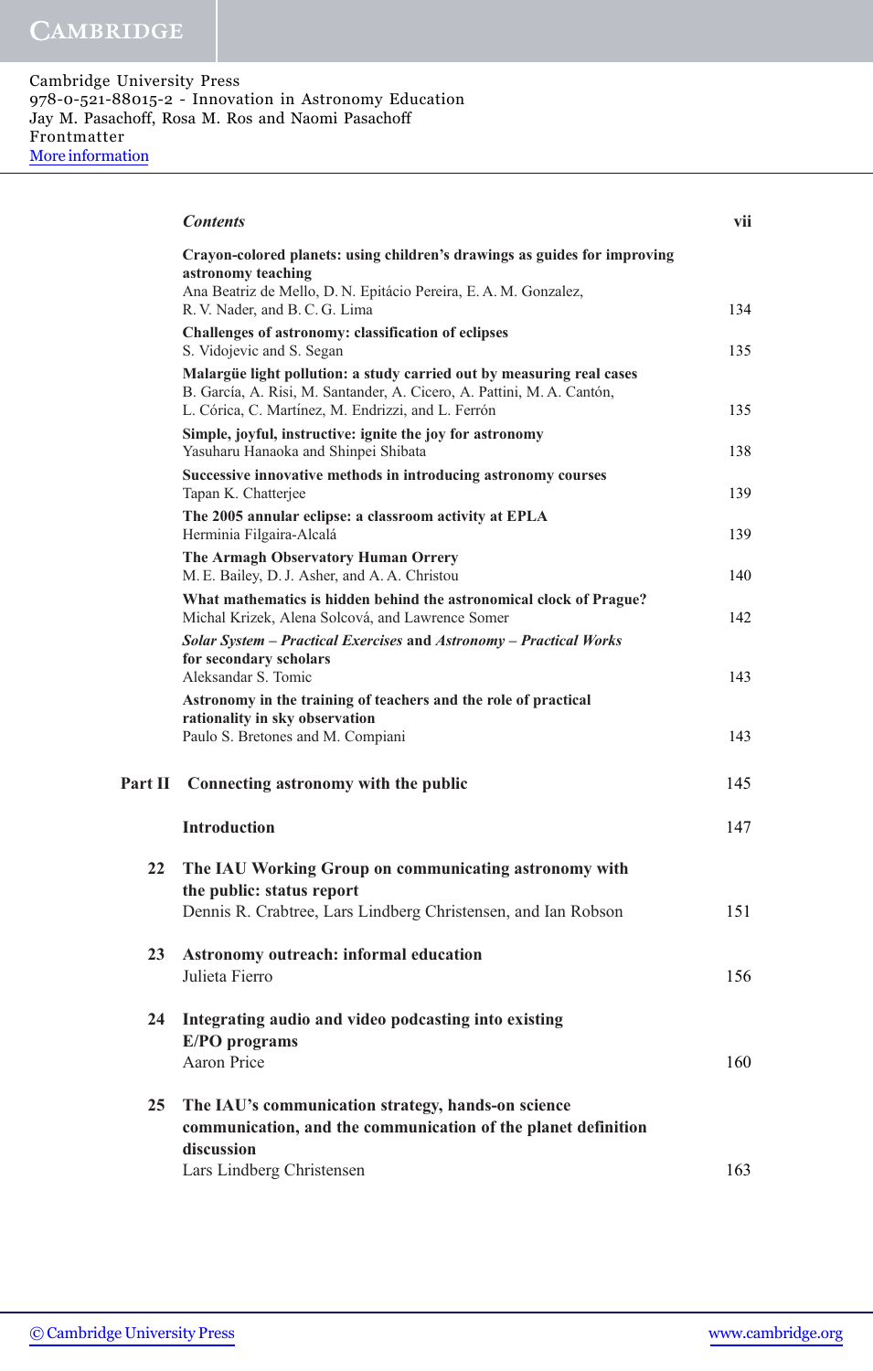**Crayon-colored planets: using children's drawings as guides for improving astronomy teaching**
Ana Beatriz de Mello, D. N. Epitácio Pereira, E. A. M. Gonzalez, R. V. Nader, and B. C. G. Lima — 134

**Challenges of astronomy: classification of eclipses**
S. Vidojevic and S. Segan — 135

**Malargüe light pollution: a study carried out by measuring real cases**
B. García, A. Risi, M. Santander, A. Cicero, A. Pattini, M. A. Cantón, L. Córica, C. Martínez, M. Endrizzi, and L. Ferrón — 135

**Simple, joyful, instructive: ignite the joy for astronomy**
Yasuharu Hanaoka and Shinpei Shibata — 138

**Successive innovative methods in introducing astronomy courses**
Tapan K. Chatterjee — 139

**The 2005 annular eclipse: a classroom activity at EPLA**
Herminia Filgaira-Alcalá — 139

**The Armagh Observatory Human Orrery**
M. E. Bailey, D. J. Asher, and A. A. Christou — 140

**What mathematics is hidden behind the astronomical clock of Prague?**
Michal Krizek, Alena Solcová, and Lawrence Somer — 142

***Solar System – Practical Exercises* and *Astronomy – Practical Works* for secondary scholars**
Aleksandar S. Tomic — 143

**Astronomy in the training of teachers and the role of practical rationality in sky observation**
Paulo S. Bretones and M. Compiani — 143

## Part II Connecting astronomy with the public — 145

**Introduction** — 147

**22 The IAU Working Group on communicating astronomy with the public: status report**
Dennis R. Crabtree, Lars Lindberg Christensen, and Ian Robson — 151

**23 Astronomy outreach: informal education**
Julieta Fierro — 156

**24 Integrating audio and video podcasting into existing E/PO programs**
Aaron Price — 160

**25 The IAU's communication strategy, hands-on science communication, and the communication of the planet definition discussion**
Lars Lindberg Christensen — 163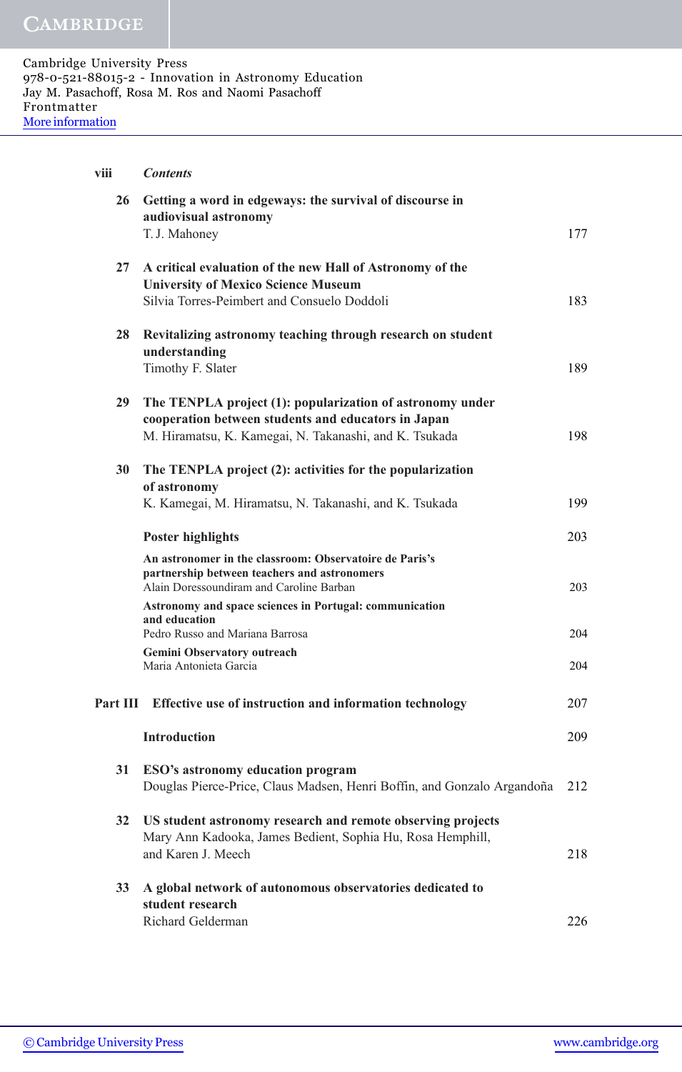| | | |
|---|---|---|
| 26 | **Getting a word in edgeways: the survival of discourse in audiovisual astronomy** T. J. Mahoney | 177 |
| 27 | **A critical evaluation of the new Hall of Astronomy of the University of Mexico Science Museum** Silvia Torres-Peimbert and Consuelo Doddoli | 183 |
| 28 | **Revitalizing astronomy teaching through research on student understanding** Timothy F. Slater | 189 |
| 29 | **The TENPLA project (1): popularization of astronomy under cooperation between students and educators in Japan** M. Hiramatsu, K. Kamegai, N. Takanashi, and K. Tsukada | 198 |
| 30 | **The TENPLA project (2): activities for the popularization of astronomy** K. Kamegai, M. Hiramatsu, N. Takanashi, and K. Tsukada | 199 |
| | **Poster highlights** | 203 |
| | **An astronomer in the classroom: Observatoire de Paris's partnership between teachers and astronomers** Alain Doressoundiram and Caroline Barban | 203 |
| | **Astronomy and space sciences in Portugal: communication and education** Pedro Russo and Mariana Barrosa | 204 |
| | **Gemini Observatory outreach** Maria Antonieta Garcia | 204 |
| **Part III** | **Effective use of instruction and information technology** | 207 |
| | **Introduction** | 209 |
| 31 | **ESO's astronomy education program** Douglas Pierce-Price, Claus Madsen, Henri Boffin, and Gonzalo Argandoña | 212 |
| 32 | **US student astronomy research and remote observing projects** Mary Ann Kadooka, James Bedient, Sophia Hu, Rosa Hemphill, and Karen J. Meech | 218 |
| 33 | **A global network of autonomous observatories dedicated to student research** Richard Gelderman | 226 |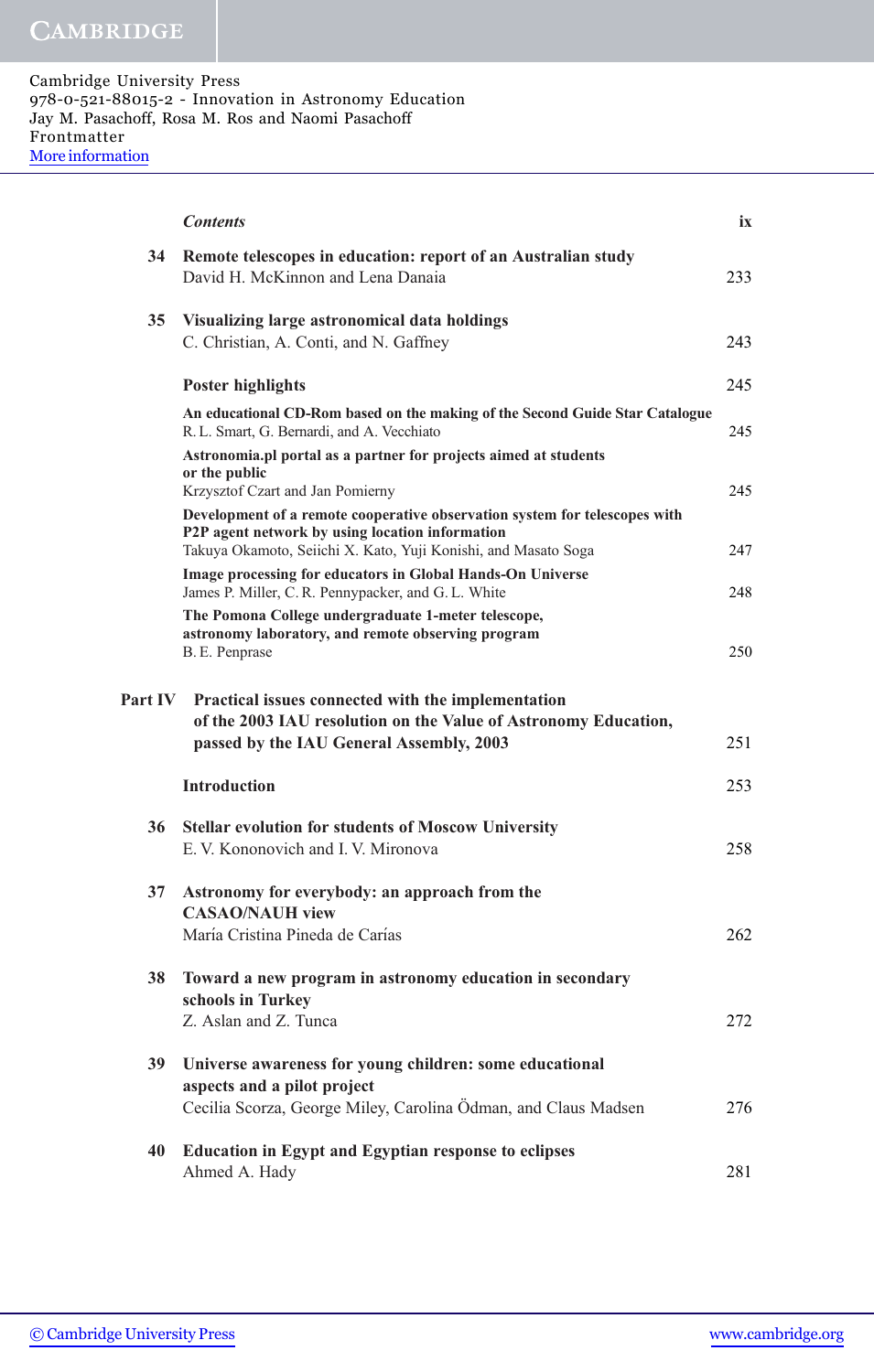| | | |
|---|---|---|
| **34** | **Remote telescopes in education: report of an Australian study**<br>David H. McKinnon and Lena Danaia | 233 |
| **35** | **Visualizing large astronomical data holdings**<br>C. Christian, A. Conti, and N. Gaffney | 243 |
| | **Poster highlights** | 245 |
| | **An educational CD-Rom based on the making of the Second Guide Star Catalogue**<br>R. L. Smart, G. Bernardi, and A. Vecchiato | 245 |
| | **Astronomia.pl portal as a partner for projects aimed at students or the public**<br>Krzysztof Czart and Jan Pomierny | 245 |
| | **Development of a remote cooperative observation system for telescopes with P2P agent network by using location information**<br>Takuya Okamoto, Seiichi X. Kato, Yuji Konishi, and Masato Soga | 247 |
| | **Image processing for educators in Global Hands-On Universe**<br>James P. Miller, C. R. Pennypacker, and G. L. White | 248 |
| | **The Pomona College undergraduate 1-meter telescope, astronomy laboratory, and remote observing program**<br>B. E. Penprase | 250 |
| **Part IV** | **Practical issues connected with the implementation of the 2003 IAU resolution on the Value of Astronomy Education, passed by the IAU General Assembly, 2003** | 251 |
| | **Introduction** | 253 |
| **36** | **Stellar evolution for students of Moscow University**<br>E. V. Kononovich and I. V. Mironova | 258 |
| **37** | **Astronomy for everybody: an approach from the CASAO/NAUH view**<br>María Cristina Pineda de Carías | 262 |
| **38** | **Toward a new program in astronomy education in secondary schools in Turkey**<br>Z. Aslan and Z. Tunca | 272 |
| **39** | **Universe awareness for young children: some educational aspects and a pilot project**<br>Cecilia Scorza, George Miley, Carolina Ödman, and Claus Madsen | 276 |
| **40** | **Education in Egypt and Egyptian response to eclipses**<br>Ahmed A. Hady | 281 |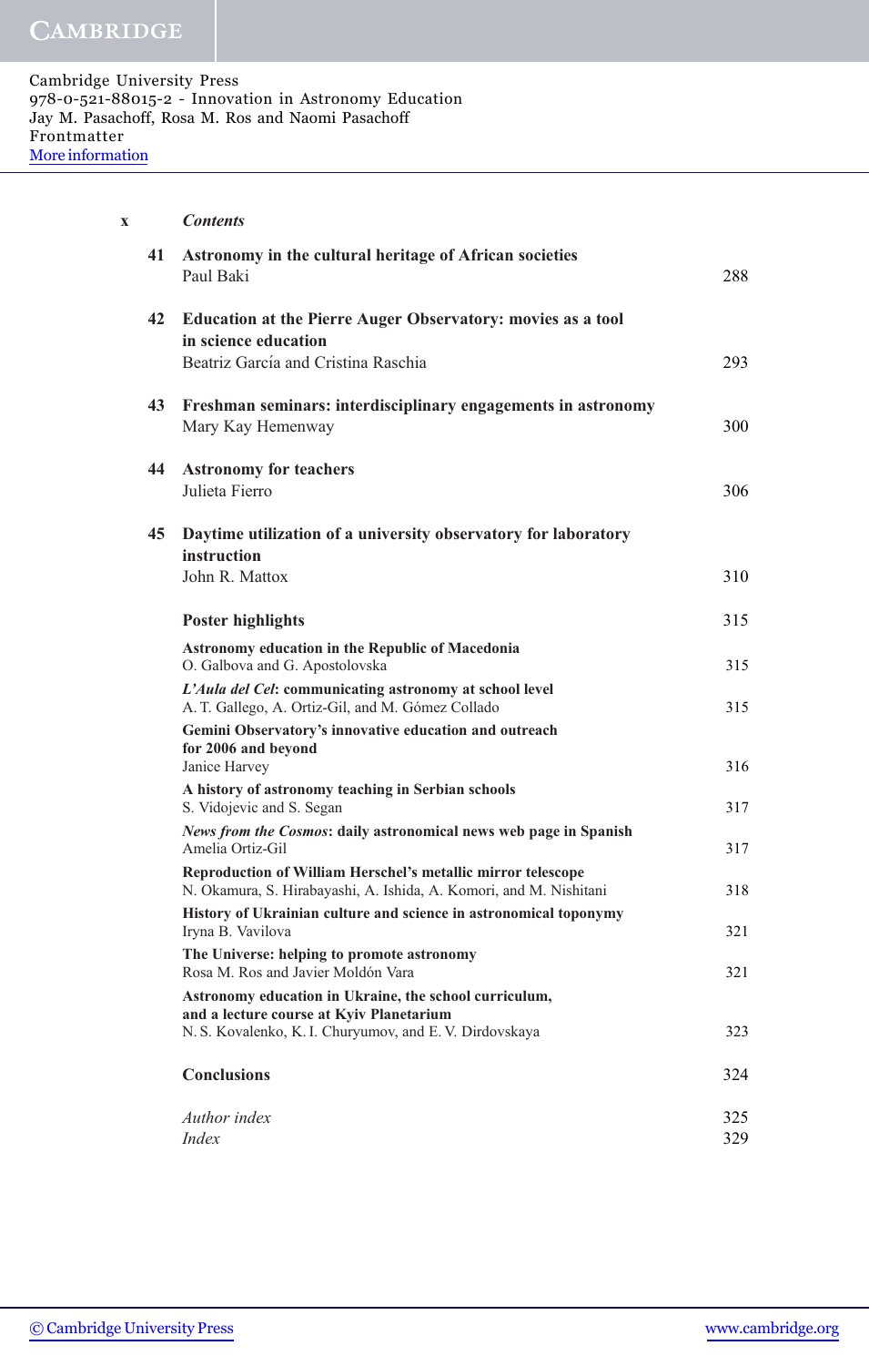| | | |
|---|---|---|
| 41 | **Astronomy in the cultural heritage of African societies**<br>Paul Baki | 288 |
| 42 | **Education at the Pierre Auger Observatory: movies as a tool in science education**<br>Beatriz García and Cristina Raschia | 293 |
| 43 | **Freshman seminars: interdisciplinary engagements in astronomy**<br>Mary Kay Hemenway | 300 |
| 44 | **Astronomy for teachers**<br>Julieta Fierro | 306 |
| 45 | **Daytime utilization of a university observatory for laboratory instruction**<br>John R. Mattox | 310 |
| | **Poster highlights** | 315 |
| | **Astronomy education in the Republic of Macedonia**<br>O. Galbova and G. Apostolovska | 315 |
| | ***L'Aula del Cel*: communicating astronomy at school level**<br>A. T. Gallego, A. Ortiz-Gil, and M. Gómez Collado | 315 |
| | **Gemini Observatory's innovative education and outreach for 2006 and beyond**<br>Janice Harvey | 316 |
| | **A history of astronomy teaching in Serbian schools**<br>S. Vidojevic and S. Segan | 317 |
| | ***News from the Cosmos*: daily astronomical news web page in Spanish**<br>Amelia Ortiz-Gil | 317 |
| | **Reproduction of William Herschel's metallic mirror telescope**<br>N. Okamura, S. Hirabayashi, A. Ishida, A. Komori, and M. Nishitani | 318 |
| | **History of Ukrainian culture and science in astronomical toponymy**<br>Iryna B. Vavilova | 321 |
| | **The Universe: helping to promote astronomy**<br>Rosa M. Ros and Javier Moldón Vara | 321 |
| | **Astronomy education in Ukraine, the school curriculum, and a lecture course at Kyiv Planetarium**<br>N. S. Kovalenko, K. I. Churyumov, and E. V. Dirdovskaya | 323 |
| | **Conclusions** | 324 |
| | *Author index* | 325 |
| | *Index* | 329 |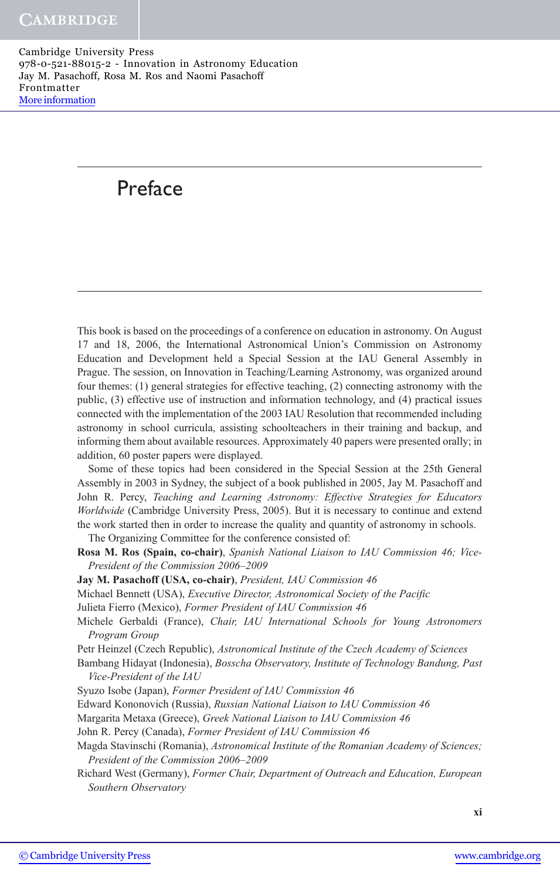# Preface

This book is based on the proceedings of a conference on education in astronomy. On August 17 and 18, 2006, the International Astronomical Union's Commission on Astronomy Education and Development held a Special Session at the IAU General Assembly in Prague. The session, on Innovation in Teaching/Learning Astronomy, was organized around four themes: (1) general strategies for effective teaching, (2) connecting astronomy with the public, (3) effective use of instruction and information technology, and (4) practical issues connected with the implementation of the 2003 IAU Resolution that recommended including astronomy in school curricula, assisting schoolteachers in their training and backup, and informing them about available resources. Approximately 40 papers were presented orally; in addition, 60 poster papers were displayed.

Some of these topics had been considered in the Special Session at the 25th General Assembly in 2003 in Sydney, the subject of a book published in 2005, Jay M. Pasachoff and John R. Percy, *Teaching and Learning Astronomy: Effective Strategies for Educators Worldwide* (Cambridge University Press, 2005). But it is necessary to continue and extend the work started then in order to increase the quality and quantity of astronomy in schools.

The Organizing Committee for the conference consisted of:

**Rosa M. Ros (Spain, co-chair)**, *Spanish National Liaison to IAU Commission 46; Vice-President of the Commission 2006–2009*
**Jay M. Pasachoff (USA, co-chair)**, *President, IAU Commission 46*
Michael Bennett (USA), *Executive Director, Astronomical Society of the Pacific*
Julieta Fierro (Mexico), *Former President of IAU Commission 46*
Michele Gerbaldi (France), *Chair, IAU International Schools for Young Astronomers Program Group*
Petr Heinzel (Czech Republic), *Astronomical Institute of the Czech Academy of Sciences*
Bambang Hidayat (Indonesia), *Bosscha Observatory, Institute of Technology Bandung, Past Vice-President of the IAU*
Syuzo Isobe (Japan), *Former President of IAU Commission 46*
Edward Kononovich (Russia), *Russian National Liaison to IAU Commission 46*
Margarita Metaxa (Greece), *Greek National Liaison to IAU Commission 46*
John R. Percy (Canada), *Former President of IAU Commission 46*
Magda Stavinschi (Romania), *Astronomical Institute of the Romanian Academy of Sciences; President of the Commission 2006–2009*
Richard West (Germany), *Former Chair, Department of Outreach and Education, European Southern Observatory*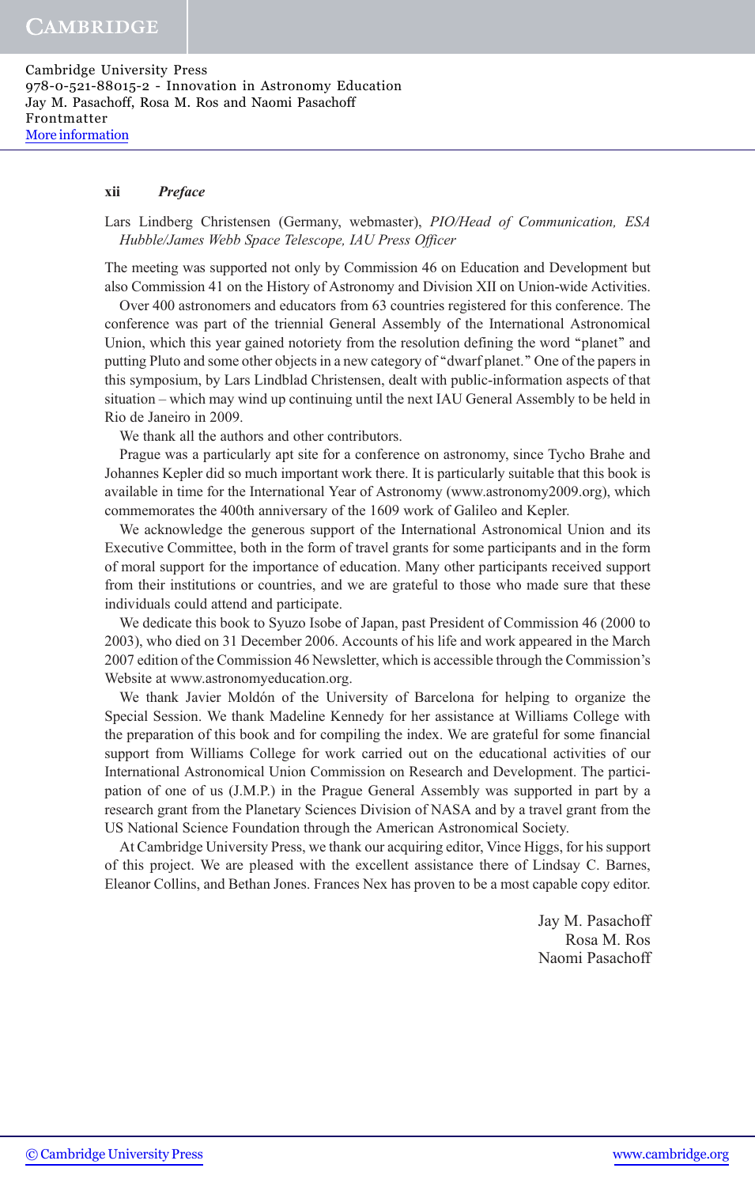Lars Lindberg Christensen (Germany, webmaster), *PIO/Head of Communication, ESA Hubble/James Webb Space Telescope, IAU Press Officer*

The meeting was supported not only by Commission 46 on Education and Development but also Commission 41 on the History of Astronomy and Division XII on Union-wide Activities.

Over 400 astronomers and educators from 63 countries registered for this conference. The conference was part of the triennial General Assembly of the International Astronomical Union, which this year gained notoriety from the resolution defining the word "planet" and putting Pluto and some other objects in a new category of "dwarf planet." One of the papers in this symposium, by Lars Lindblad Christensen, dealt with public-information aspects of that situation – which may wind up continuing until the next IAU General Assembly to be held in Rio de Janeiro in 2009.

We thank all the authors and other contributors.

Prague was a particularly apt site for a conference on astronomy, since Tycho Brahe and Johannes Kepler did so much important work there. It is particularly suitable that this book is available in time for the International Year of Astronomy (www.astronomy2009.org), which commemorates the 400th anniversary of the 1609 work of Galileo and Kepler.

We acknowledge the generous support of the International Astronomical Union and its Executive Committee, both in the form of travel grants for some participants and in the form of moral support for the importance of education. Many other participants received support from their institutions or countries, and we are grateful to those who made sure that these individuals could attend and participate.

We dedicate this book to Syuzo Isobe of Japan, past President of Commission 46 (2000 to 2003), who died on 31 December 2006. Accounts of his life and work appeared in the March 2007 edition of the Commission 46 Newsletter, which is accessible through the Commission's Website at www.astronomyeducation.org.

We thank Javier Moldón of the University of Barcelona for helping to organize the Special Session. We thank Madeline Kennedy for her assistance at Williams College with the preparation of this book and for compiling the index. We are grateful for some financial support from Williams College for work carried out on the educational activities of our International Astronomical Union Commission on Research and Development. The participation of one of us (J.M.P.) in the Prague General Assembly was supported in part by a research grant from the Planetary Sciences Division of NASA and by a travel grant from the US National Science Foundation through the American Astronomical Society.

At Cambridge University Press, we thank our acquiring editor, Vince Higgs, for his support of this project. We are pleased with the excellent assistance there of Lindsay C. Barnes, Eleanor Collins, and Bethan Jones. Frances Nex has proven to be a most capable copy editor.

Jay M. Pasachoff
Rosa M. Ros
Naomi Pasachoff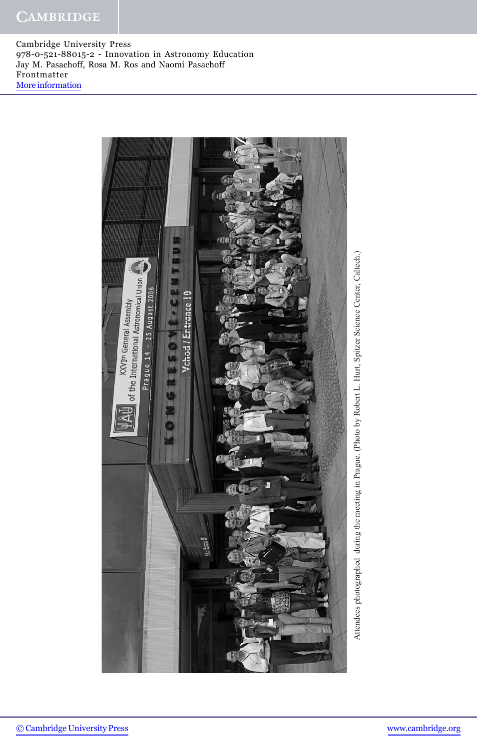Attendees photographed during the meeting in Prague. (Photo by Robert L. Hurt, Spitzer Science Center, Caltech.)